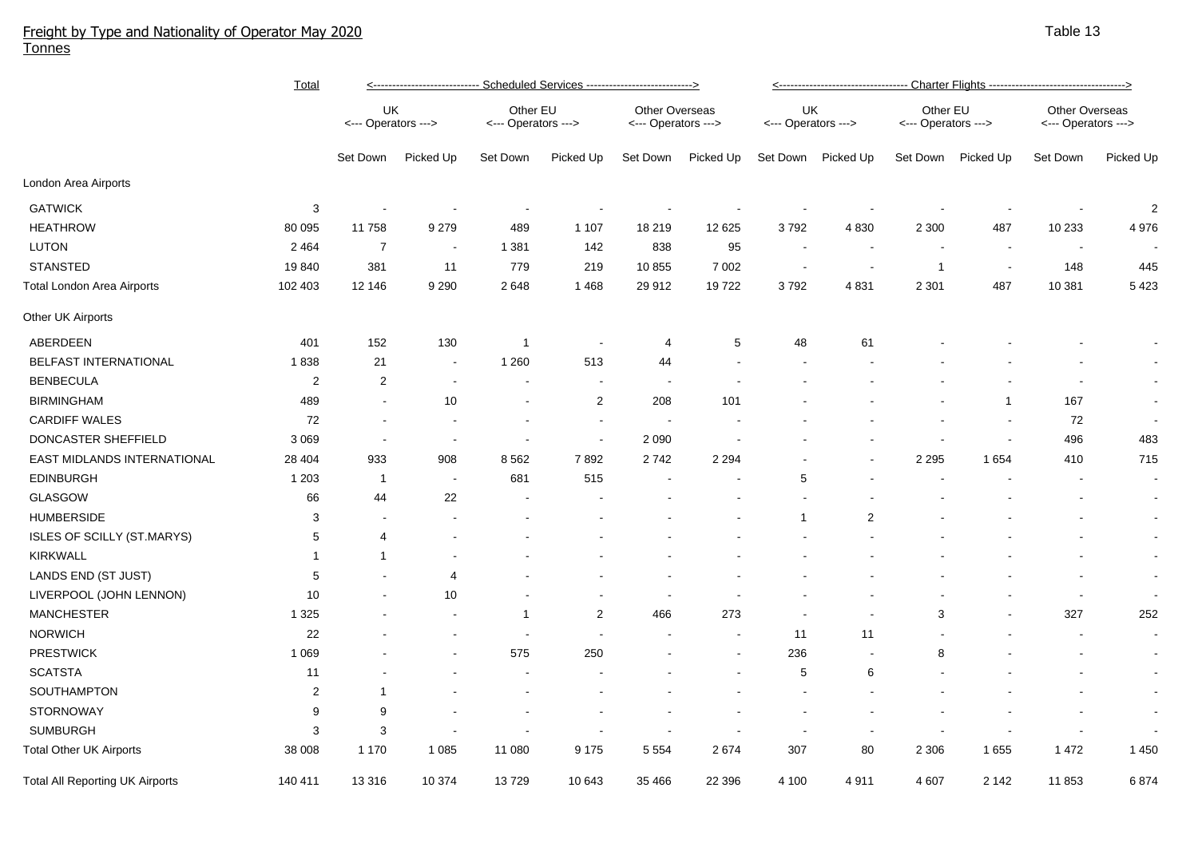# Freight by Type and Nationality of Operator May 2020

Tonnes

Table 13

| | Total | Scheduled Services | | | | | | Charter Flights | | | | | |
|---|---|---|---|---|---|---|---|---|---|---|---|---|---|
| | | UK <--- Operators ---> | | Other EU <--- Operators ---> | | Other Overseas <--- Operators ---> | | UK <--- Operators ---> | | Other EU <--- Operators ---> | | Other Overseas <--- Operators ---> | |
| | | Set Down | Picked Up | Set Down | Picked Up | Set Down | Picked Up | Set Down | Picked Up | Set Down | Picked Up | Set Down | Picked Up |
| London Area Airports | | | | | | | | | | | | | |
| GATWICK | 3 | - | - | - | - | - | - | - | - | - | - | - | 2 |
| HEATHROW | 80 095 | 11 758 | 9 279 | 489 | 1 107 | 18 219 | 12 625 | 3 792 | 4 830 | 2 300 | 487 | 10 233 | 4 976 |
| LUTON | 2 464 | 7 | - | 1 381 | 142 | 838 | 95 | - | - | - | - | - | - |
| STANSTED | 19 840 | 381 | 11 | 779 | 219 | 10 855 | 7 002 | - | - | 1 | - | 148 | 445 |
| Total London Area Airports | 102 403 | 12 146 | 9 290 | 2 648 | 1 468 | 29 912 | 19 722 | 3 792 | 4 831 | 2 301 | 487 | 10 381 | 5 423 |
| Other UK Airports | | | | | | | | | | | | | |
| ABERDEEN | 401 | 152 | 130 | 1 | - | 4 | 5 | 48 | 61 | - | - | - | - |
| BELFAST INTERNATIONAL | 1 838 | 21 | - | 1 260 | 513 | 44 | - | - | - | - | - | - | - |
| BENBECULA | 2 | 2 | - | - | - | - | - | - | - | - | - | - | - |
| BIRMINGHAM | 489 | - | 10 | - | 2 | 208 | 101 | - | - | - | 1 | 167 | - |
| CARDIFF WALES | 72 | - | - | - | - | - | - | - | - | - | - | 72 | - |
| DONCASTER SHEFFIELD | 3 069 | - | - | - | - | 2 090 | - | - | - | - | - | 496 | 483 |
| EAST MIDLANDS INTERNATIONAL | 28 404 | 933 | 908 | 8 562 | 7 892 | 2 742 | 2 294 | - | - | 2 295 | 1 654 | 410 | 715 |
| EDINBURGH | 1 203 | 1 | - | 681 | 515 | - | - | 5 | - | - | - | - | - |
| GLASGOW | 66 | 44 | 22 | - | - | - | - | - | - | - | - | - | - |
| HUMBERSIDE | 3 | - | - | - | - | - | - | 1 | 2 | - | - | - | - |
| ISLES OF SCILLY (ST.MARYS) | 5 | 4 | - | - | - | - | - | - | - | - | - | - | - |
| KIRKWALL | 1 | 1 | - | - | - | - | - | - | - | - | - | - | - |
| LANDS END (ST JUST) | 5 | - | 4 | - | - | - | - | - | - | - | - | - | - |
| LIVERPOOL (JOHN LENNON) | 10 | - | 10 | - | - | - | - | - | - | - | - | - | - |
| MANCHESTER | 1 325 | - | - | 1 | 2 | 466 | 273 | - | - | 3 | - | 327 | 252 |
| NORWICH | 22 | - | - | - | - | - | - | 11 | 11 | - | - | - | - |
| PRESTWICK | 1 069 | - | - | 575 | 250 | - | - | 236 | - | 8 | - | - | - |
| SCATSTA | 11 | - | - | - | - | - | - | 5 | 6 | - | - | - | - |
| SOUTHAMPTON | 2 | 1 | - | - | - | - | - | - | - | - | - | - | - |
| STORNOWAY | 9 | 9 | - | - | - | - | - | - | - | - | - | - | - |
| SUMBURGH | 3 | 3 | - | - | - | - | - | - | - | - | - | - | - |
| Total Other UK Airports | 38 008 | 1 170 | 1 085 | 11 080 | 9 175 | 5 554 | 2 674 | 307 | 80 | 2 306 | 1 655 | 1 472 | 1 450 |
| Total All Reporting UK Airports | 140 411 | 13 316 | 10 374 | 13 729 | 10 643 | 35 466 | 22 396 | 4 100 | 4 911 | 4 607 | 2 142 | 11 853 | 6 874 |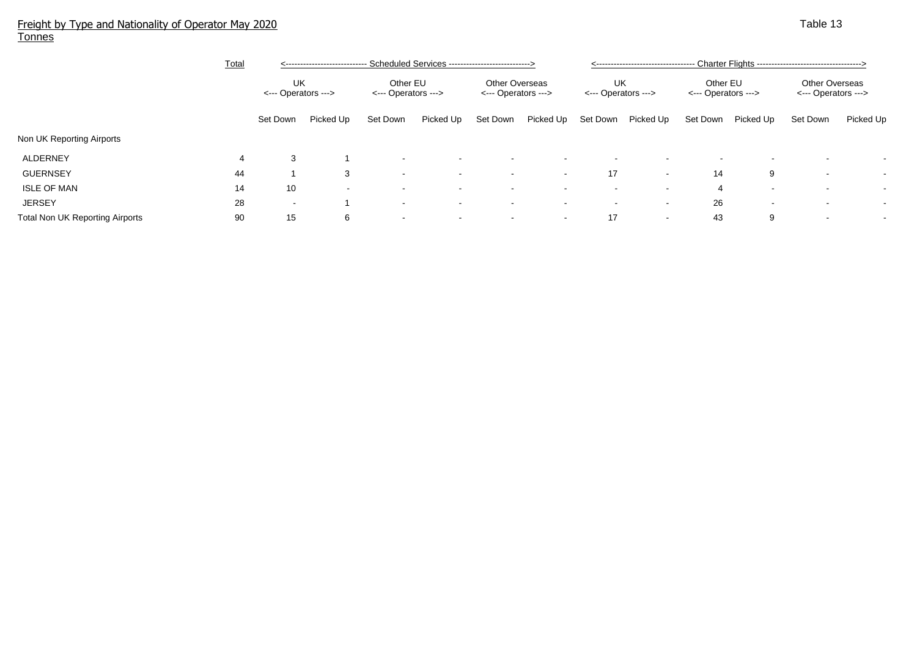Freight by Type and Nationality of Operator May 2020
Tonnes

Table 13

| | Total | Scheduled Services | | | | | | Charter Flights | | | | | |
|---|---|---|---|---|---|---|---|---|---|---|---|---|---|
| | | UK Operators | | Other EU Operators | | Other Overseas Operators | | UK Operators | | Other EU Operators | | Other Overseas Operators | |
| | | Set Down | Picked Up | Set Down | Picked Up | Set Down | Picked Up | Set Down | Picked Up | Set Down | Picked Up | Set Down | Picked Up |
| Non UK Reporting Airports | | | | | | | | | | | | | |
| ALDERNEY | 4 | 3 | 1 | - | - | - | - | - | - | - | - | - | - |
| GUERNSEY | 44 | 1 | 3 | - | - | - | - | 17 | - | 14 | 9 | - | - |
| ISLE OF MAN | 14 | 10 | - | - | - | - | - | - | - | 4 | - | - | - |
| JERSEY | 28 | - | 1 | - | - | - | - | - | - | 26 | - | - | - |
| Total Non UK Reporting Airports | 90 | 15 | 6 | - | - | - | - | 17 | - | 43 | 9 | - | - |